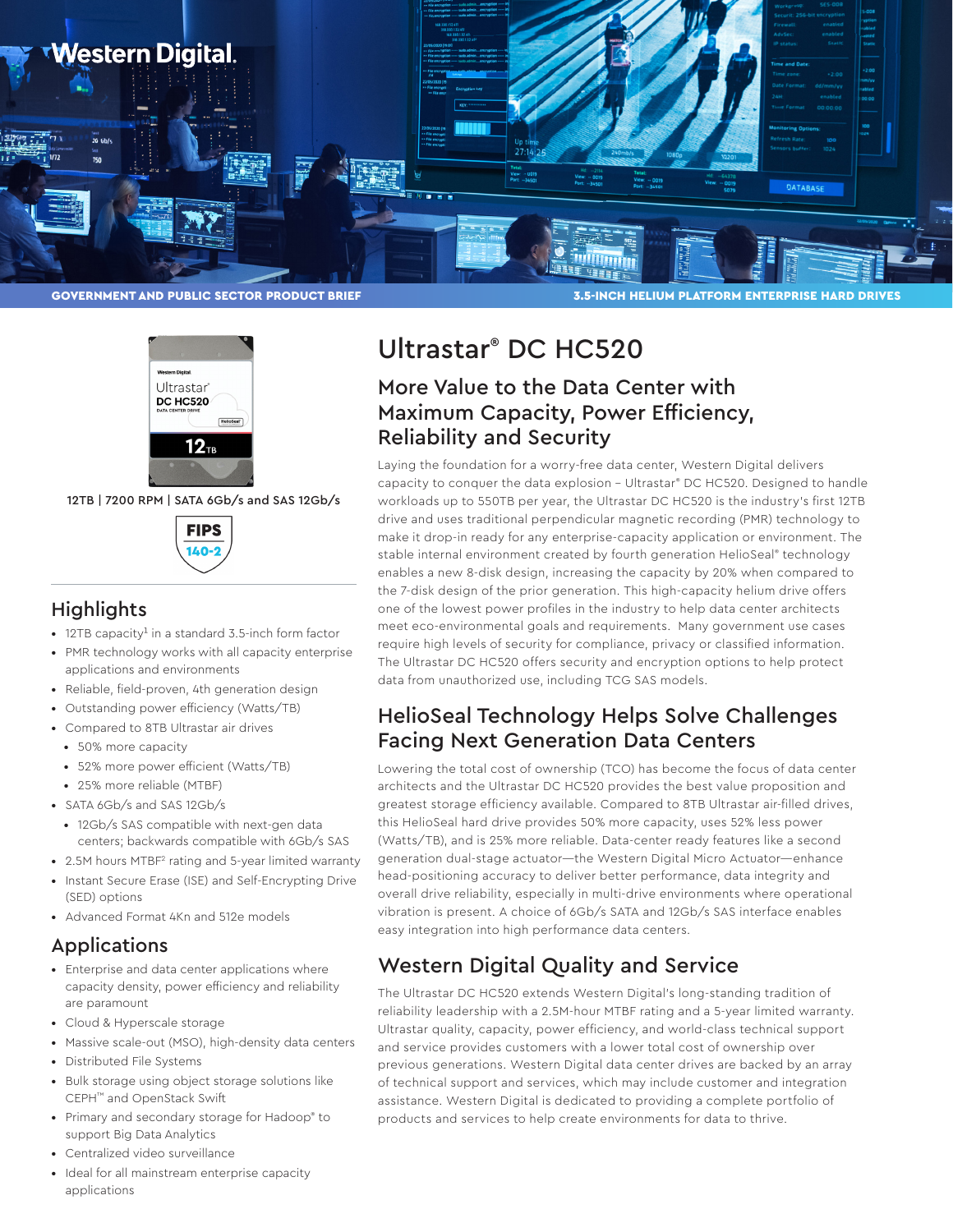GOVERNMENT AND PUBLIC SECTOR PRODUCT BRIEF

3.5-INCH HELIUM PLATFORM ENTERPRISE HARD DRIVES

# Ultrastar® DC HC520

## More Value to the Data Center with Maximum Capacity, Power Efficiency, Reliability and Security

12TB | 7200 RPM | SATA 6Gb/s and SAS 12Gb/s

FIPS 140-2

Laying the foundation for a worry-free data center, Western Digital delivers capacity to conquer the data explosion – Ultrastar® DC HC520. Designed to handle workloads up to 550TB per year, the Ultrastar DC HC520 is the industry's first 12TB drive and uses traditional perpendicular magnetic recording (PMR) technology to make it drop-in ready for any enterprise-capacity application or environment. The stable internal environment created by fourth generation HelioSeal® technology enables a new 8-disk design, increasing the capacity by 20% when compared to the 7-disk design of the prior generation. This high-capacity helium drive offers one of the lowest power profiles in the industry to help data center architects meet eco-environmental goals and requirements. Many government use cases require high levels of security for compliance, privacy or classified information. The Ultrastar DC HC520 offers security and encryption options to help protect data from unauthorized use, including TCG SAS models.

## Highlights

- 12TB capacity[1] in a standard 3.5-inch form factor
- PMR technology works with all capacity enterprise applications and environments
- Reliable, field-proven, 4th generation design
- Outstanding power efficiency (Watts/TB)
- Compared to 8TB Ultrastar air drives
  - 50% more capacity
  - 52% more power efficient (Watts/TB)
  - 25% more reliable (MTBF)
- SATA 6Gb/s and SAS 12Gb/s
  - 12Gb/s SAS compatible with next-gen data centers; backwards compatible with 6Gb/s SAS
- 2.5M hours MTBF[2] rating and 5-year limited warranty
- Instant Secure Erase (ISE) and Self-Encrypting Drive (SED) options
- Advanced Format 4Kn and 512e models

## Applications

- Enterprise and data center applications where capacity density, power efficiency and reliability are paramount
- Cloud & Hyperscale storage
- Massive scale-out (MSO), high-density data centers
- Distributed File Systems
- Bulk storage using object storage solutions like CEPH™ and OpenStack Swift
- Primary and secondary storage for Hadoop® to support Big Data Analytics
- Centralized video surveillance
- Ideal for all mainstream enterprise capacity applications

## HelioSeal Technology Helps Solve Challenges Facing Next Generation Data Centers

Lowering the total cost of ownership (TCO) has become the focus of data center architects and the Ultrastar DC HC520 provides the best value proposition and greatest storage efficiency available. Compared to 8TB Ultrastar air-filled drives, this HelioSeal hard drive provides 50% more capacity, uses 52% less power (Watts/TB), and is 25% more reliable. Data-center ready features like a second generation dual-stage actuator—the Western Digital Micro Actuator—enhance head-positioning accuracy to deliver better performance, data integrity and overall drive reliability, especially in multi-drive environments where operational vibration is present. A choice of 6Gb/s SATA and 12Gb/s SAS interface enables easy integration into high performance data centers.

## Western Digital Quality and Service

The Ultrastar DC HC520 extends Western Digital's long-standing tradition of reliability leadership with a 2.5M-hour MTBF rating and a 5-year limited warranty. Ultrastar quality, capacity, power efficiency, and world-class technical support and service provides customers with a lower total cost of ownership over previous generations. Western Digital data center drives are backed by an array of technical support and services, which may include customer and integration assistance. Western Digital is dedicated to providing a complete portfolio of products and services to help create environments for data to thrive.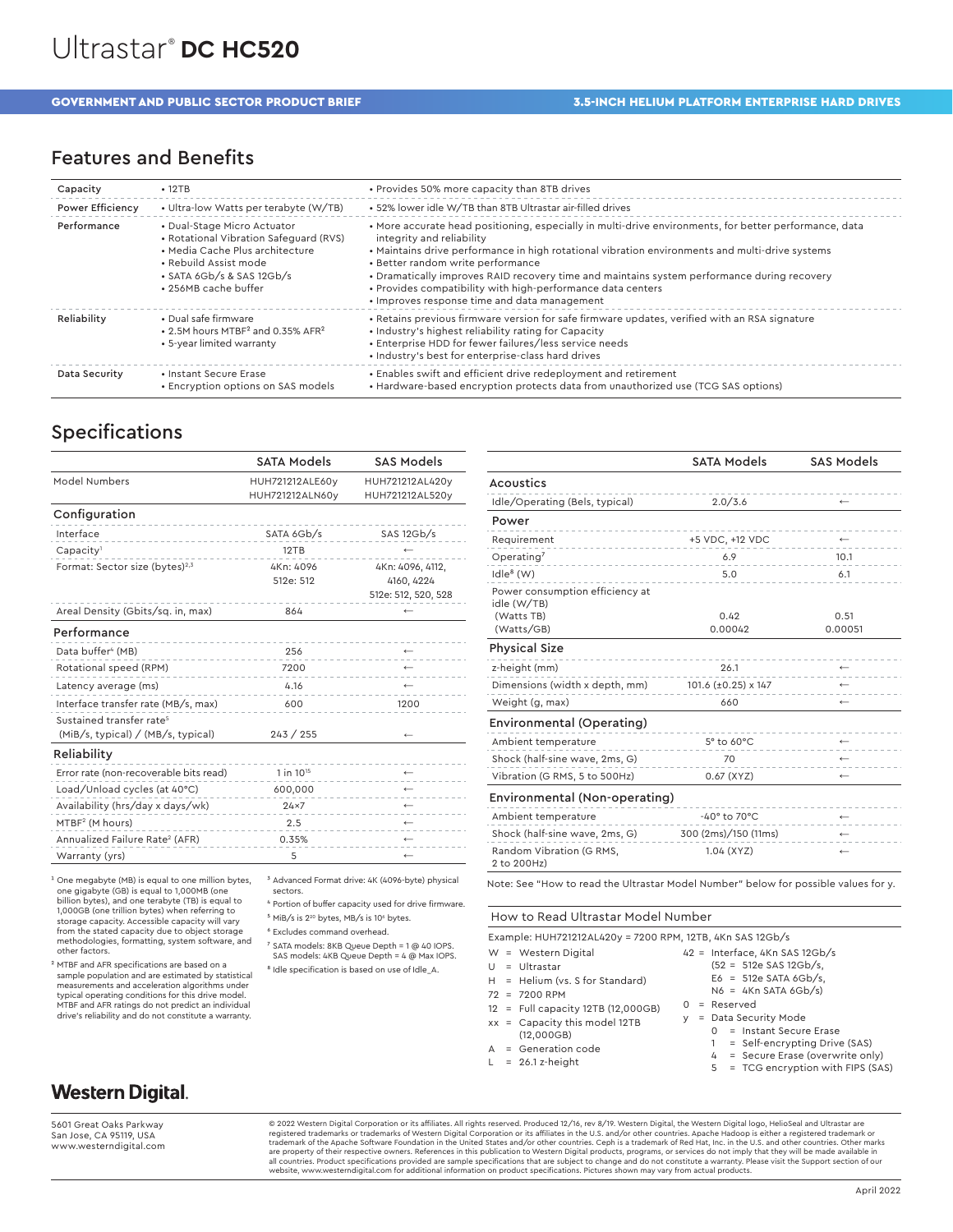# Ultrastar® **DC HC520**

**GOVERNMENT AND PUBLIC SECTOR PRODUCT BRIEF** — **3.5-INCH HELIUM PLATFORM ENTERPRISE HARD DRIVES**

## Features and Benefits

| | | |
|---|---|---|
| Capacity | • 12TB | • Provides 50% more capacity than 8TB drives |
| Power Efficiency | • Ultra-low Watts per terabyte (W/TB) | • 52% lower idle W/TB than 8TB Ultrastar air-filled drives |
| Performance | • Dual-Stage Micro Actuator<br>• Rotational Vibration Safeguard (RVS)<br>• Media Cache Plus architecture<br>• Rebuild Assist mode<br>• SATA 6Gb/s & SAS 12Gb/s<br>• 256MB cache buffer | • More accurate head positioning, especially in multi-drive environments, for better performance, data integrity and reliability<br>• Maintains drive performance in high rotational vibration environments and multi-drive systems<br>• Better random write performance<br>• Dramatically improves RAID recovery time and maintains system performance during recovery<br>• Provides compatibility with high-performance data centers<br>• Improves response time and data management |
| Reliability | • Dual safe firmware<br>• 2.5M hours MTBF[2] and 0.35% AFR[2]<br>• 5-year limited warranty | • Retains previous firmware version for safe firmware updates, verified with an RSA signature<br>• Industry's highest reliability rating for Capacity<br>• Enterprise HDD for fewer failures/less service needs<br>• Industry's best for enterprise-class hard drives |
| Data Security | • Instant Secure Erase<br>• Encryption options on SAS models | • Enables swift and efficient drive redeployment and retirement<br>• Hardware-based encryption protects data from unauthorized use (TCG SAS options) |

## Specifications

| | SATA Models | SAS Models |
|---|---|---|
| Model Numbers | HUH721212ALE60y<br>HUH721212ALN60y | HUH721212AL420y<br>HUH721212AL520y |
| **Configuration** | | |
| Interface | SATA 6Gb/s | SAS 12Gb/s |
| Capacity[1] | 12TB | ← |
| Format: Sector size (bytes)[2,3] | 4Kn: 4096<br>512e: 512 | 4Kn: 4096, 4112, 4160, 4224<br>512e: 512, 520, 528 |
| Areal Density (Gbits/sq. in, max) | 864 | ← |
| **Performance** | | |
| Data buffer[4] (MB) | 256 | ← |
| Rotational speed (RPM) | 7200 | ← |
| Latency average (ms) | 4.16 | ← |
| Interface transfer rate (MB/s, max) | 600 | 1200 |
| Sustained transfer rate[5] (MiB/s, typical) / (MB/s, typical) | 243 / 255 | ← |
| **Reliability** | | |
| Error rate (non-recoverable bits read) | 1 in $10^{15}$ | ← |
| Load/Unload cycles (at 40°C) | 600,000 | ← |
| Availability (hrs/day x days/wk) | 24×7 | ← |
| MTBF[2] (M hours) | 2.5 | ← |
| Annualized Failure Rate[2] (AFR) | 0.35% | ← |
| Warranty (yrs) | 5 | ← |

| | SATA Models | SAS Models |
|---|---|---|
| **Acoustics** | | |
| Idle/Operating (Bels, typical) | 2.0/3.6 | ← |
| **Power** | | |
| Requirement | +5 VDC, +12 VDC | ← |
| Operating[7] | 6.9 | 10.1 |
| Idle[8] (W) | 5.0 | 6.1 |
| Power consumption efficiency at idle (W/TB)<br>(Watts TB)<br>(Watts/GB) | 0.42<br>0.00042 | 0.51<br>0.00051 |
| **Physical Size** | | |
| z-height (mm) | 26.1 | ← |
| Dimensions (width x depth, mm) | 101.6 (±0.25) x 147 | ← |
| Weight (g, max) | 660 | ← |
| **Environmental (Operating)** | | |
| Ambient temperature | 5° to 60°C | ← |
| Shock (half-sine wave, 2ms, G) | 70 | ← |
| Vibration (G RMS, 5 to 500Hz) | 0.67 (XYZ) | ← |
| **Environmental (Non-operating)** | | |
| Ambient temperature | -40° to 70°C | ← |
| Shock (half-sine wave, 2ms, G) | 300 (2ms)/150 (11ms) | ← |
| Random Vibration (G RMS, 2 to 200Hz) | 1.04 (XYZ) | ← |

Note: See "How to read the Ultrastar Model Number" below for possible values for y.

[1] One megabyte (MB) is equal to one million bytes, one gigabyte (GB) is equal to 1,000MB (one billion bytes), and one terabyte (TB) is equal to 1,000GB (one trillion bytes) when referring to storage capacity. Accessible capacity will vary from the stated capacity due to object storage methodologies, formatting, system software, and other factors.

[2] MTBF and AFR specifications are based on a sample population and are estimated by statistical measurements and acceleration algorithms under typical operating conditions for this drive model. MTBF and AFR ratings do not predict an individual drive's reliability and do not constitute a warranty.

[3] Advanced Format drive: 4K (4096-byte) physical sectors.

[4] Portion of buffer capacity used for drive firmware.

[5] MiB/s is $2^{20}$ bytes, MB/s is $10^6$ bytes.

[6] Excludes command overhead.

[7] SATA models: 8KB Queue Depth = 1 @ 40 IOPS. SAS models: 4KB Queue Depth = 4 @ Max IOPS.

[8] Idle specification is based on use of Idle_A.

### How to Read Ultrastar Model Number

Example: HUH721212AL420y = 7200 RPM, 12TB, 4Kn SAS 12Gb/s

- W = Western Digital
- U = Ultrastar
- H = Helium (vs. S for Standard)
- 72 = 7200 RPM
- 12 = Full capacity 12TB (12,000GB)
- xx = Capacity this model 12TB (12,000GB)
- A = Generation code
- L = 26.1 z-height
- 42 = Interface, 4Kn SAS 12Gb/s
  - (52 = 512e SAS 12Gb/s,
  - E6 = 512e SATA 6Gb/s,
  - N6 = 4Kn SATA 6Gb/s)
- 0 = Reserved
- y = Data Security Mode
  - 0 = Instant Secure Erase
  - 1 = Self-encrypting Drive (SAS)
  - 4 = Secure Erase (overwrite only)
  - 5 = TCG encryption with FIPS (SAS)

**Western Digital.**

5601 Great Oaks Parkway
San Jose, CA 95119, USA
www.westerndigital.com

© 2022 Western Digital Corporation or its affiliates. All rights reserved. Produced 12/16, rev 8/19. Western Digital, the Western Digital logo, HelioSeal and Ultrastar are registered trademarks or trademarks of Western Digital Corporation or its affiliates in the U.S. and/or other countries. Apache Hadoop is either a registered trademark or trademark of the Apache Software Foundation in the United States and/or other countries. Ceph is a trademark of Red Hat, Inc. in the U.S. and other countries. Other marks are property of their respective owners. References in this publication to Western Digital products, programs, or services do not imply that they will be made available in all countries. Product specifications provided are sample specifications that are subject to change and do not constitute a warranty. Please visit the Support section of our website, www.westerndigital.com for additional information on product specifications. Pictures shown may vary from actual products.

April 2022